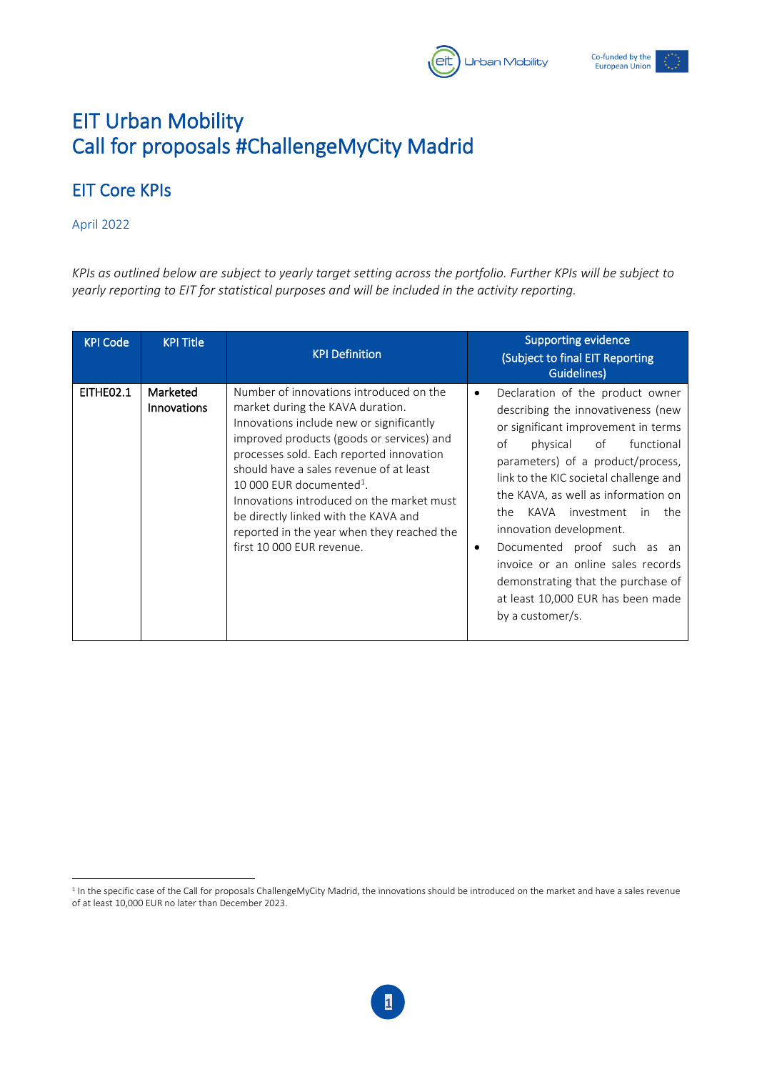# EIT Urban Mobility
# Call for proposals #ChallengeMyCity Madrid

## EIT Core KPIs

April 2022

*KPIs as outlined below are subject to yearly target setting across the portfolio. Further KPIs will be subject to yearly reporting to EIT for statistical purposes and will be included in the activity reporting.*

| KPI Code | KPI Title | KPI Definition | Supporting evidence (Subject to final EIT Reporting Guidelines) |
|---|---|---|---|
| EITHE02.1 | Marketed Innovations | Number of innovations introduced on the market during the KAVA duration. Innovations include new or significantly improved products (goods or services) and processes sold. Each reported innovation should have a sales revenue of at least 10 000 EUR documented[1]. Innovations introduced on the market must be directly linked with the KAVA and reported in the year when they reached the first 10 000 EUR revenue. | • Declaration of the product owner describing the innovativeness (new or significant improvement in terms of physical of functional parameters) of a product/process, link to the KIC societal challenge and the KAVA, as well as information on the KAVA investment in the innovation development.<br>• Documented proof such as an invoice or an online sales records demonstrating that the purchase of at least 10,000 EUR has been made by a customer/s. |

[1] In the specific case of the Call for proposals ChallengeMyCity Madrid, the innovations should be introduced on the market and have a sales revenue of at least 10,000 EUR no later than December 2023.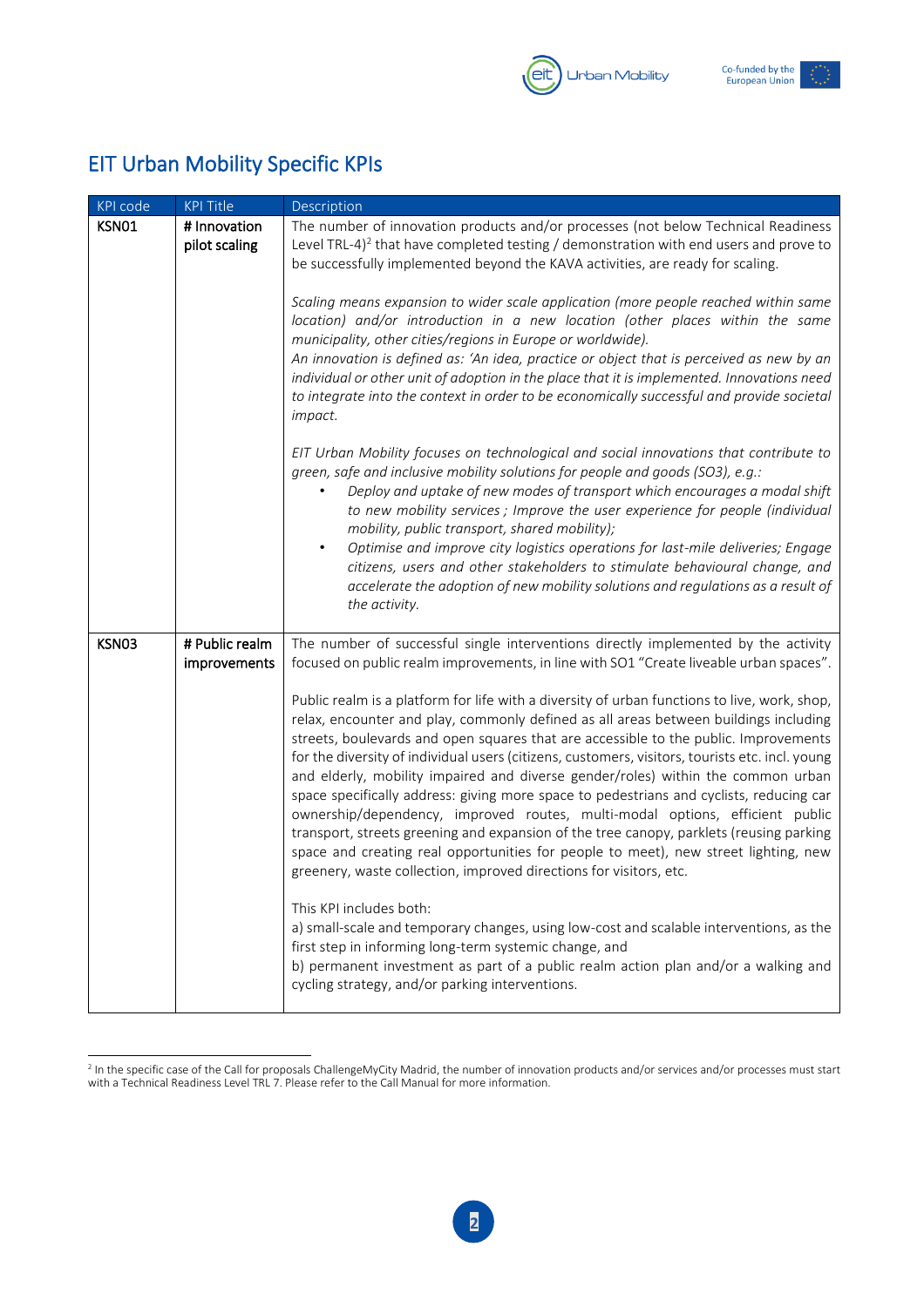# EIT Urban Mobility Specific KPIs

| KPI code | KPI Title | Description |
| --- | --- | --- |
| **KSN01** | **# Innovation pilot scaling** | The number of innovation products and/or processes (not below Technical Readiness Level TRL-4)[2] that have completed testing / demonstration with end users and prove to be successfully implemented beyond the KAVA activities, are ready for scaling.<br><br>*Scaling means expansion to wider scale application (more people reached within same location) and/or introduction in a new location (other places within the same municipality, other cities/regions in Europe or worldwide).*<br>*An innovation is defined as: 'An idea, practice or object that is perceived as new by an individual or other unit of adoption in the place that it is implemented. Innovations need to integrate into the context in order to be economically successful and provide societal impact.*<br><br>*EIT Urban Mobility focuses on technological and social innovations that contribute to green, safe and inclusive mobility solutions for people and goods (SO3), e.g.:*<br>• *Deploy and uptake of new modes of transport which encourages a modal shift to new mobility services ; Improve the user experience for people (individual mobility, public transport, shared mobility);*<br>• *Optimise and improve city logistics operations for last-mile deliveries; Engage citizens, users and other stakeholders to stimulate behavioural change, and accelerate the adoption of new mobility solutions and regulations as a result of the activity.* |
| **KSN03** | **# Public realm improvements** | The number of successful single interventions directly implemented by the activity focused on public realm improvements, in line with SO1 "Create liveable urban spaces".<br><br>Public realm is a platform for life with a diversity of urban functions to live, work, shop, relax, encounter and play, commonly defined as all areas between buildings including streets, boulevards and open squares that are accessible to the public. Improvements for the diversity of individual users (citizens, customers, visitors, tourists etc. incl. young and elderly, mobility impaired and diverse gender/roles) within the common urban space specifically address: giving more space to pedestrians and cyclists, reducing car ownership/dependency, improved routes, multi-modal options, efficient public transport, streets greening and expansion of the tree canopy, parklets (reusing parking space and creating real opportunities for people to meet), new street lighting, new greenery, waste collection, improved directions for visitors, etc.<br><br>This KPI includes both:<br>a) small-scale and temporary changes, using low-cost and scalable interventions, as the first step in informing long-term systemic change, and<br>b) permanent investment as part of a public realm action plan and/or a walking and cycling strategy, and/or parking interventions. |

[2] In the specific case of the Call for proposals ChallengeMyCity Madrid, the number of innovation products and/or services and/or processes must start with a Technical Readiness Level TRL 7. Please refer to the Call Manual for more information.